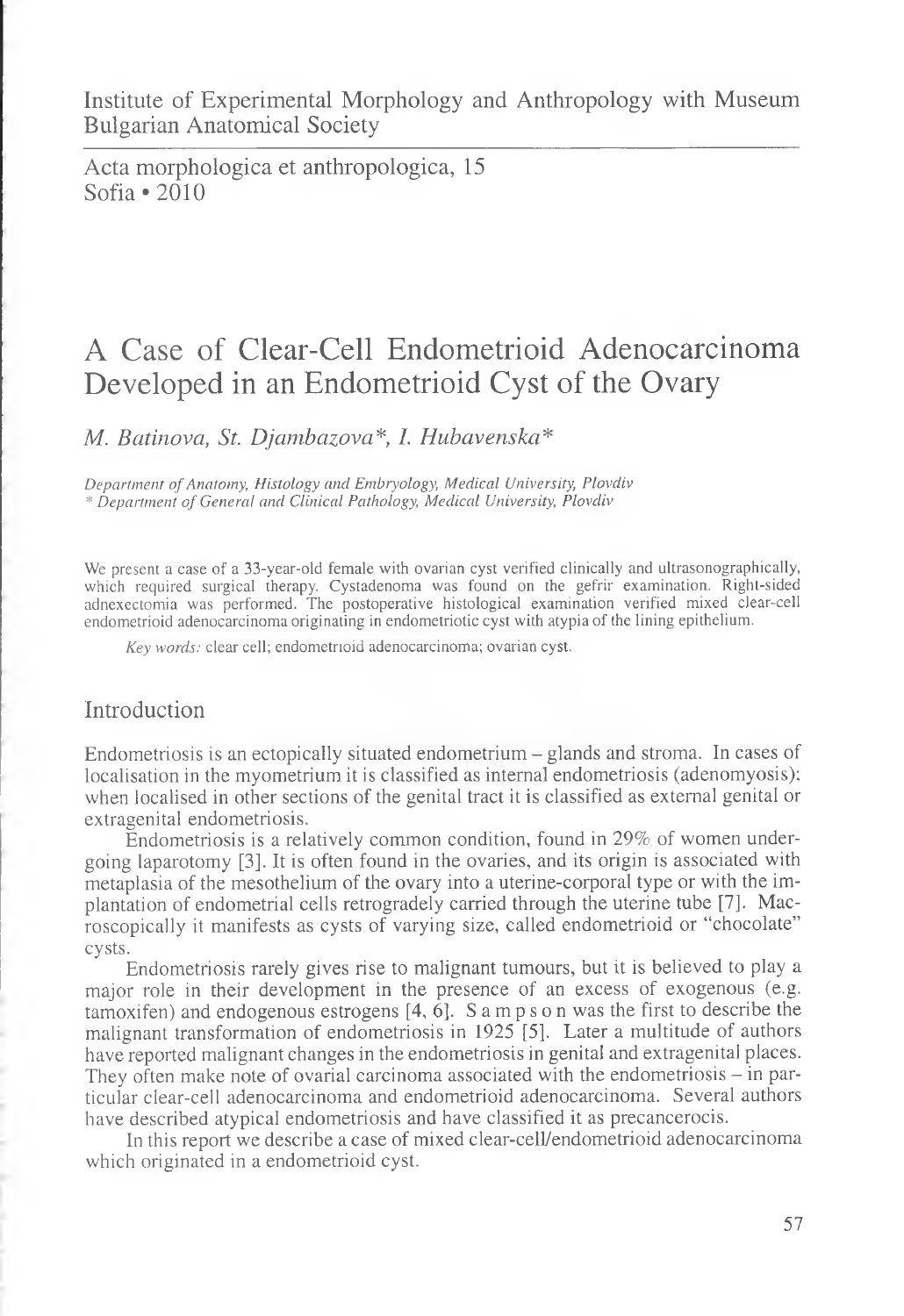Institute of Experimental Morphology and Anthropology with Museum
Bulgarian Anatomical Society

Acta morphologica et anthropologica, 15
Sofia • 2010

# A Case of Clear-Cell Endometrioid Adenocarcinoma Developed in an Endometrioid Cyst of the Ovary

*M. Batinova, St. Djambazova\*, I. Hubavenska\**

*Department of Anatomy, Histology and Embryology, Medical University, Plovdiv*
*\* Department of General and Clinical Pathology, Medical University, Plovdiv*

We present a case of a 33-year-old female with ovarian cyst verified clinically and ultrasonographically, which required surgical therapy. Cystadenoma was found on the gefrir examination. Right-sided adnexectomia was performed. The postoperative histological examination verified mixed clear-cell endometrioid adenocarcinoma originating in endometriotic cyst with atypia of the lining epithelium.

*Key words:* clear cell; endometrioid adenocarcinoma; ovarian cyst.

## Introduction

Endometriosis is an ectopically situated endometrium – glands and stroma. In cases of localisation in the myometrium it is classified as internal endometriosis (adenomyosis); when localised in other sections of the genital tract it is classified as external genital or extragenital endometriosis.

Endometriosis is a relatively common condition, found in 29% of women undergoing laparotomy [3]. It is often found in the ovaries, and its origin is associated with metaplasia of the mesothelium of the ovary into a uterine-corporal type or with the implantation of endometrial cells retrogradely carried through the uterine tube [7]. Macroscopically it manifests as cysts of varying size, called endometrioid or "chocolate" cysts.

Endometriosis rarely gives rise to malignant tumours, but it is believed to play a major role in their development in the presence of an excess of exogenous (e.g. tamoxifen) and endogenous estrogens [4, 6]. Sampson was the first to describe the malignant transformation of endometriosis in 1925 [5]. Later a multitude of authors have reported malignant changes in the endometriosis in genital and extragenital places. They often make note of ovarial carcinoma associated with the endometriosis – in particular clear-cell adenocarcinoma and endometrioid adenocarcinoma. Several authors have described atypical endometriosis and have classified it as precancerocis.

In this report we describe a case of mixed clear-cell/endometrioid adenocarcinoma which originated in a endometrioid cyst.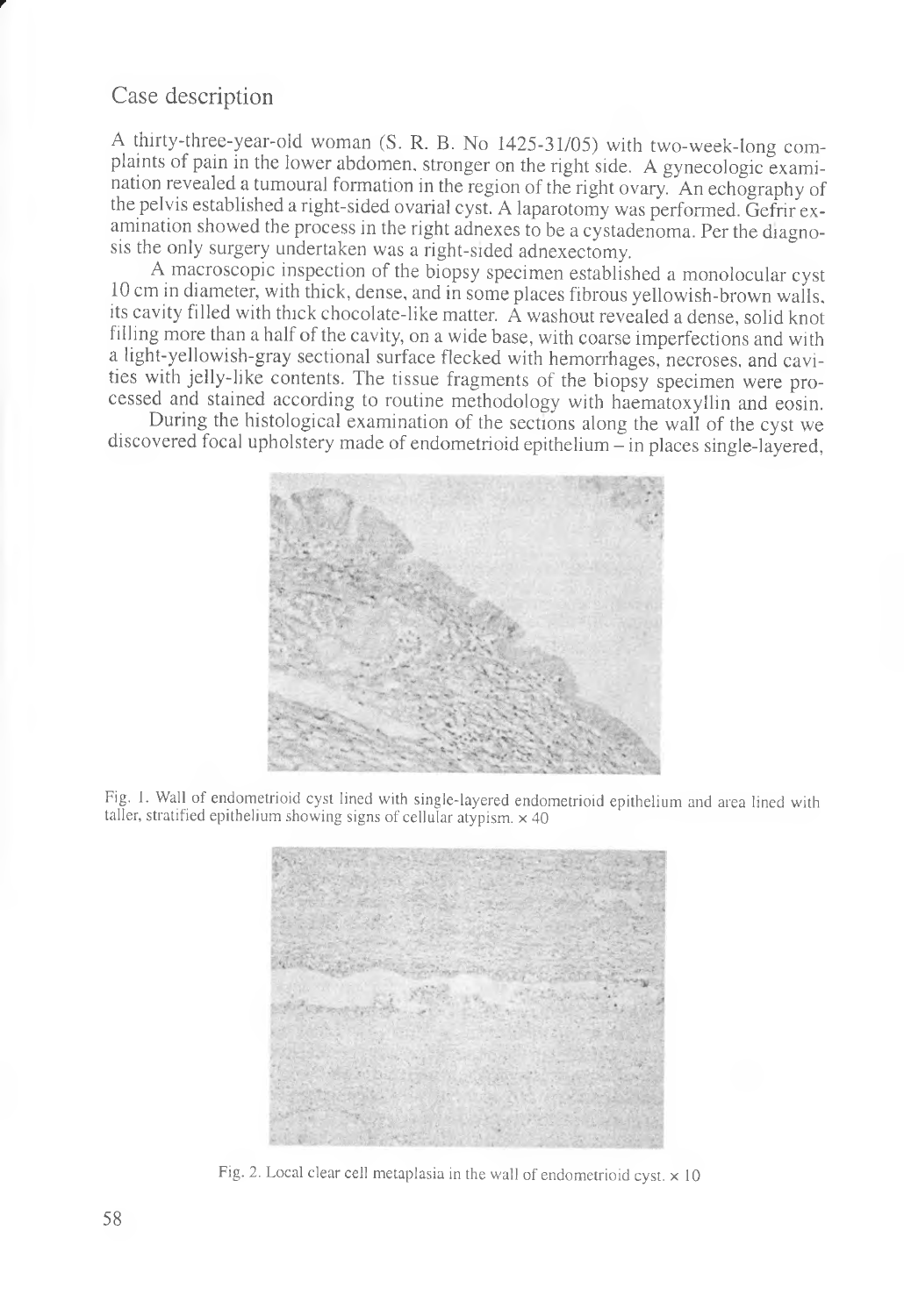## Case description

A thirty-three-year-old woman (S. R. B. No 1425-31/05) with two-week-long complaints of pain in the lower abdomen, stronger on the right side. A gynecologic examination revealed a tumoural formation in the region of the right ovary. An echography of the pelvis established a right-sided ovarial cyst. A laparotomy was performed. Gefrir examination showed the process in the right adnexes to be a cystadenoma. Per the diagnosis the only surgery undertaken was a right-sided adnexectomy.

A macroscopic inspection of the biopsy specimen established a monolocular cyst 10 cm in diameter, with thick, dense, and in some places fibrous yellowish-brown walls, its cavity filled with thick chocolate-like matter. A washout revealed a dense, solid knot filling more than a half of the cavity, on a wide base, with coarse imperfections and with a light-yellowish-gray sectional surface flecked with hemorrhages, necroses, and cavities with jelly-like contents. The tissue fragments of the biopsy specimen were processed and stained according to routine methodology with haematoxyllin and eosin.

During the histological examination of the sections along the wall of the cyst we discovered focal upholstery made of endometrioid epithelium – in places single-layered,

Fig. 1. Wall of endometrioid cyst lined with single-layered endometrioid epithelium and area lined with taller, stratified epithelium showing signs of cellular atypism. × 40

Fig. 2. Local clear cell metaplasia in the wall of endometrioid cyst. × 10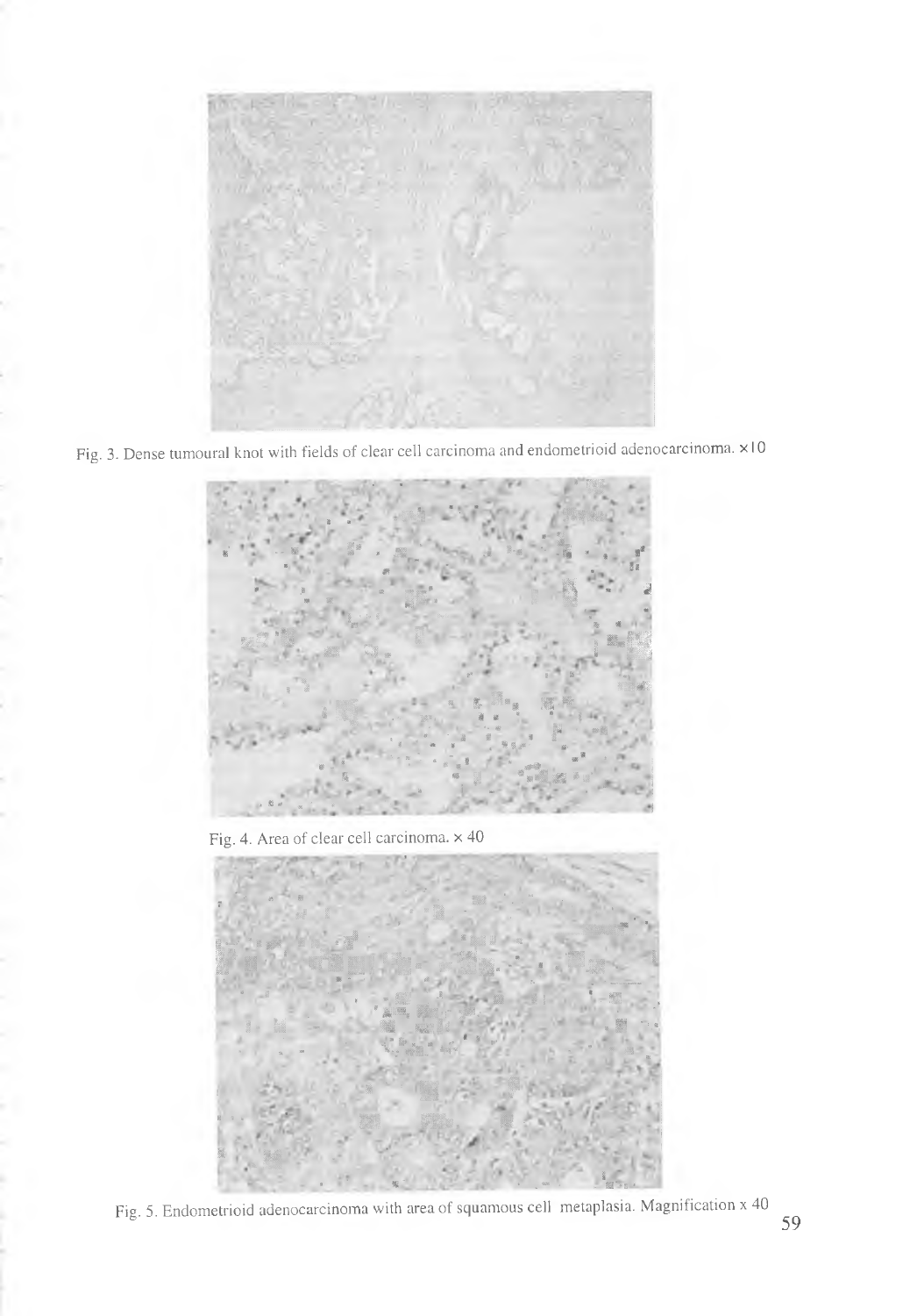Fig. 3. Dense tumoural knot with fields of clear cell carcinoma and endometrioid adenocarcinoma. ×10

Fig. 4. Area of clear cell carcinoma. × 40

Fig. 5. Endometrioid adenocarcinoma with area of squamous cell metaplasia. Magnification x 40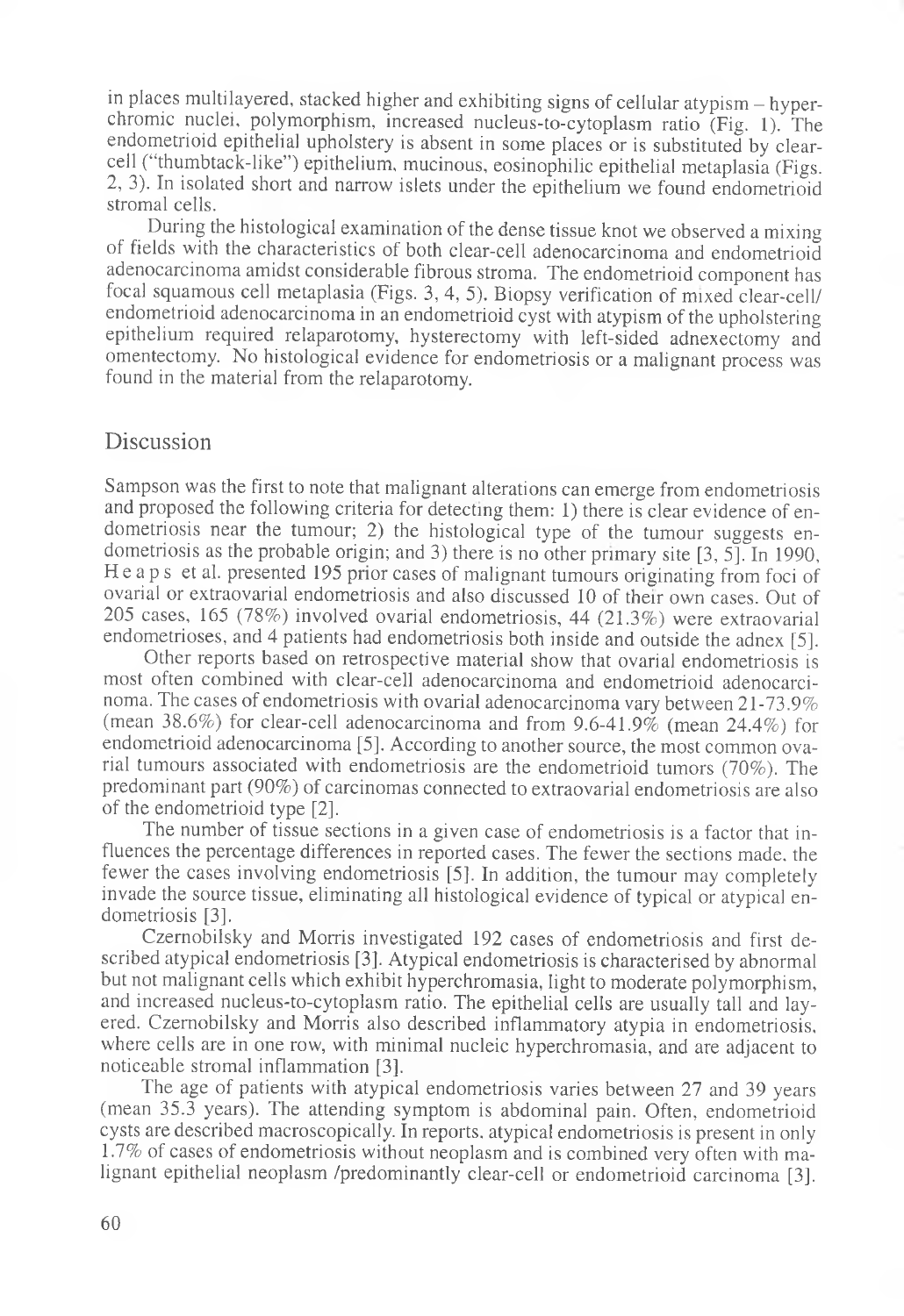in places multilayered, stacked higher and exhibiting signs of cellular atypism – hyperchromic nuclei, polymorphism, increased nucleus-to-cytoplasm ratio (Fig. 1). The endometrioid epithelial upholstery is absent in some places or is substituted by clear-cell ("thumbtack-like") epithelium, mucinous, eosinophilic epithelial metaplasia (Figs. 2, 3). In isolated short and narrow islets under the epithelium we found endometrioid stromal cells.

During the histological examination of the dense tissue knot we observed a mixing of fields with the characteristics of both clear-cell adenocarcinoma and endometrioid adenocarcinoma amidst considerable fibrous stroma. The endometrioid component has focal squamous cell metaplasia (Figs. 3, 4, 5). Biopsy verification of mixed clear-cell/endometrioid adenocarcinoma in an endometrioid cyst with atypism of the upholstering epithelium required relaparotomy, hysterectomy with left-sided adnexectomy and omentectomy. No histological evidence for endometriosis or a malignant process was found in the material from the relaparotomy.

## Discussion

Sampson was the first to note that malignant alterations can emerge from endometriosis and proposed the following criteria for detecting them: 1) there is clear evidence of endometriosis near the tumour; 2) the histological type of the tumour suggests endometriosis as the probable origin; and 3) there is no other primary site [3, 5]. In 1990, Heaps et al. presented 195 prior cases of malignant tumours originating from foci of ovarial or extraovarial endometriosis and also discussed 10 of their own cases. Out of 205 cases, 165 (78%) involved ovarial endometriosis, 44 (21.3%) were extraovarial endometrioses, and 4 patients had endometriosis both inside and outside the adnex [5].

Other reports based on retrospective material show that ovarial endometriosis is most often combined with clear-cell adenocarcinoma and endometrioid adenocarcinoma. The cases of endometriosis with ovarial adenocarcinoma vary between 21-73.9% (mean 38.6%) for clear-cell adenocarcinoma and from 9.6-41.9% (mean 24.4%) for endometrioid adenocarcinoma [5]. According to another source, the most common ovarial tumours associated with endometriosis are the endometrioid tumors (70%). The predominant part (90%) of carcinomas connected to extraovarial endometriosis are also of the endometrioid type [2].

The number of tissue sections in a given case of endometriosis is a factor that influences the percentage differences in reported cases. The fewer the sections made, the fewer the cases involving endometriosis [5]. In addition, the tumour may completely invade the source tissue, eliminating all histological evidence of typical or atypical endometriosis [3].

Czernobilsky and Morris investigated 192 cases of endometriosis and first described atypical endometriosis [3]. Atypical endometriosis is characterised by abnormal but not malignant cells which exhibit hyperchromasia, light to moderate polymorphism, and increased nucleus-to-cytoplasm ratio. The epithelial cells are usually tall and layered. Czernobilsky and Morris also described inflammatory atypia in endometriosis, where cells are in one row, with minimal nucleic hyperchromasia, and are adjacent to noticeable stromal inflammation [3].

The age of patients with atypical endometriosis varies between 27 and 39 years (mean 35.3 years). The attending symptom is abdominal pain. Often, endometrioid cysts are described macroscopically. In reports, atypical endometriosis is present in only 1.7% of cases of endometriosis without neoplasm and is combined very often with malignant epithelial neoplasm /predominantly clear-cell or endometrioid carcinoma [3].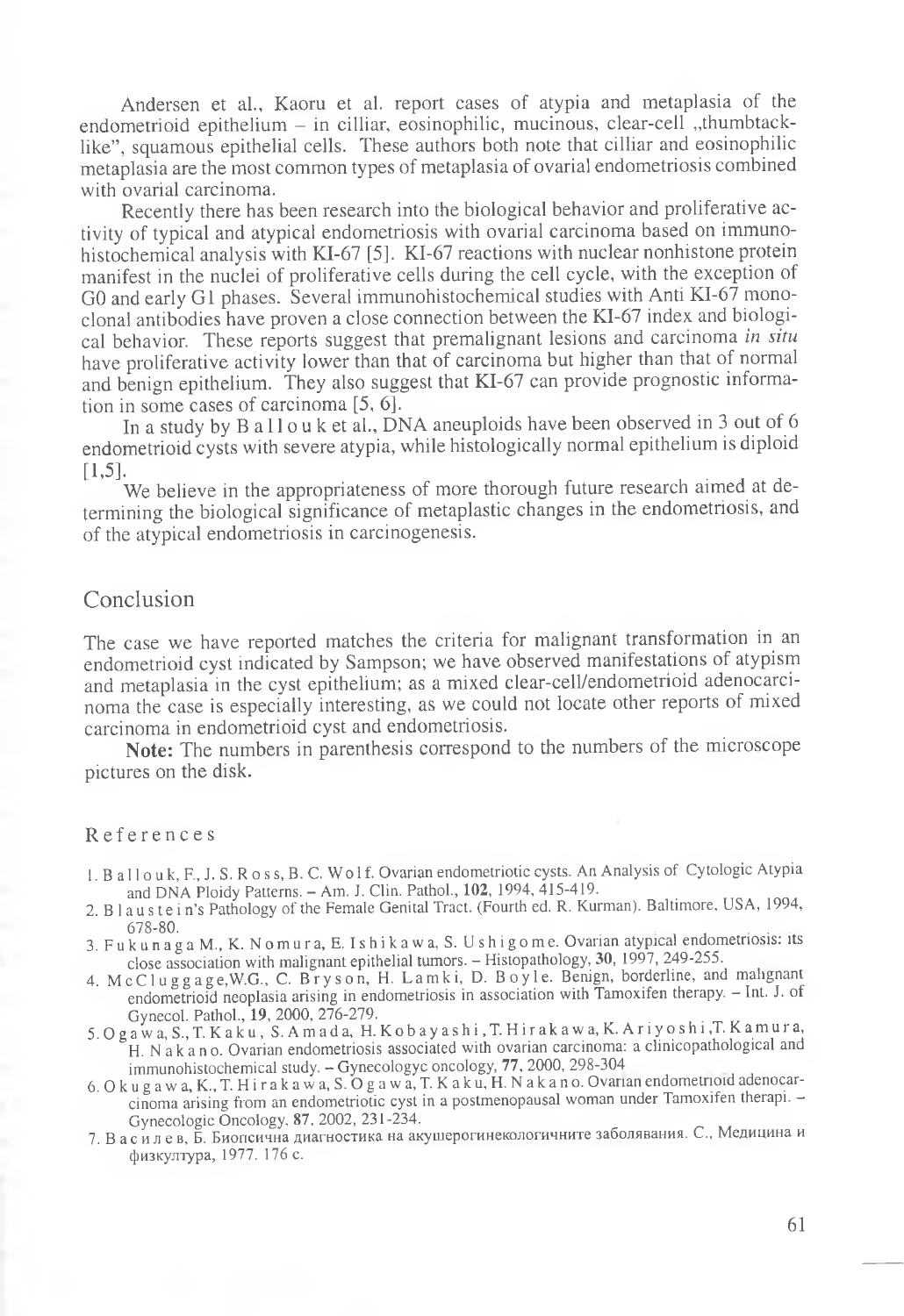Andersen et al., Kaoru et al. report cases of atypia and metaplasia of the endometrioid epithelium – in cilliar, eosinophilic, mucinous, clear-cell „thumbtack-like", squamous epithelial cells. These authors both note that cilliar and eosinophilic metaplasia are the most common types of metaplasia of ovarial endometriosis combined with ovarial carcinoma.

Recently there has been research into the biological behavior and proliferative activity of typical and atypical endometriosis with ovarial carcinoma based on immunohistochemical analysis with KI-67 [5]. KI-67 reactions with nuclear nonhistone protein manifest in the nuclei of proliferative cells during the cell cycle, with the exception of G0 and early G1 phases. Several immunohistochemical studies with Anti KI-67 monoclonal antibodies have proven a close connection between the KI-67 index and biological behavior. These reports suggest that premalignant lesions and carcinoma *in situ* have proliferative activity lower than that of carcinoma but higher than that of normal and benign epithelium. They also suggest that KI-67 can provide prognostic information in some cases of carcinoma [5, 6].

In a study by Ballouk et al., DNA aneuploids have been observed in 3 out of 6 endometrioid cysts with severe atypia, while histologically normal epithelium is diploid [1,5].

We believe in the appropriateness of more thorough future research aimed at determining the biological significance of metaplastic changes in the endometriosis, and of the atypical endometriosis in carcinogenesis.

## Conclusion

The case we have reported matches the criteria for malignant transformation in an endometrioid cyst indicated by Sampson; we have observed manifestations of atypism and metaplasia in the cyst epithelium; as a mixed clear-cell/endometrioid adenocarcinoma the case is especially interesting, as we could not locate other reports of mixed carcinoma in endometrioid cyst and endometriosis.

**Note:** The numbers in parenthesis correspond to the numbers of the microscope pictures on the disk.

### References

1. Ballouk, F., J. S. Ross, B. C. Wolf. Ovarian endometriotic cysts. An Analysis of Cytologic Atypia and DNA Ploidy Patterns. – Am. J. Clin. Pathol., **102**, 1994, 415-419.
2. Blaustein's Pathology of the Female Genital Tract. (Fourth ed. R. Kurman). Baltimore, USA, 1994, 678-80.
3. Fukunaga M., K. Nomura, E. Ishikawa, S. Ushigome. Ovarian atypical endometriosis: its close association with malignant epithelial tumors. – Histopathology, **30**, 1997, 249-255.
4. McCluggage,W.G., C. Bryson, H. Lamki, D. Boyle. Benign, borderline, and malignant endometrioid neoplasia arising in endometriosis in association with Tamoxifen therapy. – Int. J. of Gynecol. Pathol., **19**, 2000, 276-279.
5. Ogawa, S., T. Kaku, S. Amada, H. Kobayashi, T. Hirakawa, K. Ariyoshi, T. Kamura, H. Nakano. Ovarian endometriosis associated with ovarian carcinoma: a clinicopathological and immunohistochemical study. – Gynecologyc oncology, **77**, 2000, 298-304
6. Okugawa, K., T. Hirakawa, S. Ogawa, T. Kaku, H. Nakano. Ovarian endometrioid adenocarcinoma arising from an endometriotic cyst in a postmenopausal woman under Tamoxifen therapi. – Gynecologic Oncology, **87**, 2002, 231-234.
7. Василев, Б. Биопсична диагностика на акушерогинекологичните заболявания. С., Медицина и физкултура, 1977. 176 с.